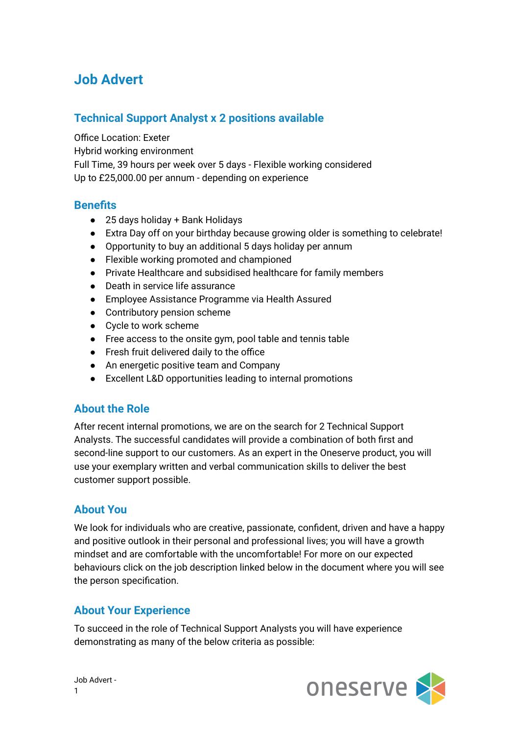# Job Advert

## Technical Support Analyst x 2 positions available

Office Location: Exeter
Hybrid working environment
Full Time, 39 hours per week over 5 days - Flexible working considered
Up to £25,000.00 per annum - depending on experience

## Benefits

- 25 days holiday + Bank Holidays
- Extra Day off on your birthday because growing older is something to celebrate!
- Opportunity to buy an additional 5 days holiday per annum
- Flexible working promoted and championed
- Private Healthcare and subsidised healthcare for family members
- Death in service life assurance
- Employee Assistance Programme via Health Assured
- Contributory pension scheme
- Cycle to work scheme
- Free access to the onsite gym, pool table and tennis table
- Fresh fruit delivered daily to the office
- An energetic positive team and Company
- Excellent L&D opportunities leading to internal promotions

## About the Role

After recent internal promotions, we are on the search for 2 Technical Support Analysts. The successful candidates will provide a combination of both first and second-line support to our customers. As an expert in the Oneserve product, you will use your exemplary written and verbal communication skills to deliver the best customer support possible.

## About You

We look for individuals who are creative, passionate, confident, driven and have a happy and positive outlook in their personal and professional lives; you will have a growth mindset and are comfortable with the uncomfortable! For more on our expected behaviours click on the job description linked below in the document where you will see the person specification.

## About Your Experience

To succeed in the role of Technical Support Analysts you will have experience demonstrating as many of the below criteria as possible: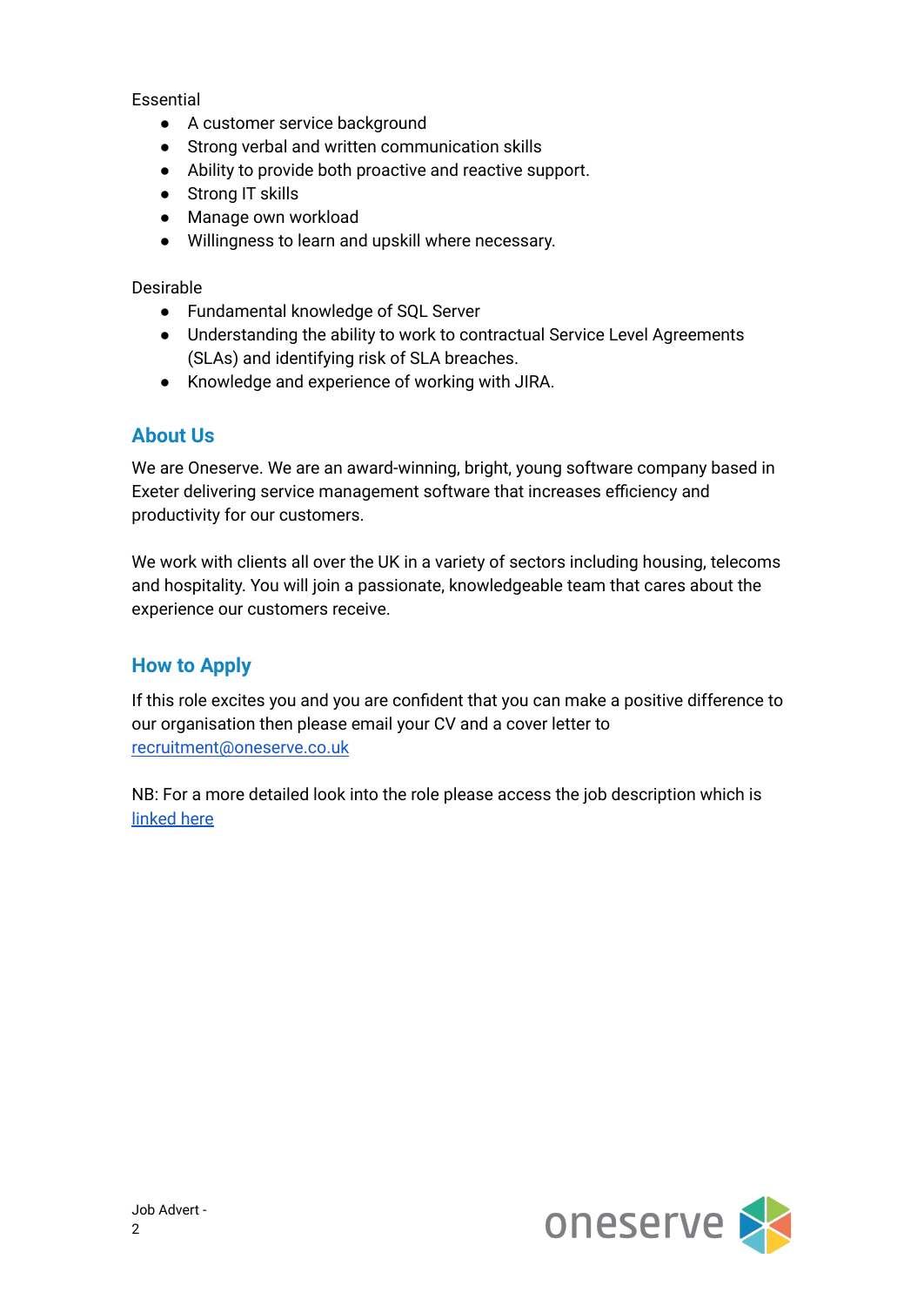Essential

- A customer service background
- Strong verbal and written communication skills
- Ability to provide both proactive and reactive support.
- Strong IT skills
- Manage own workload
- Willingness to learn and upskill where necessary.

Desirable

- Fundamental knowledge of SQL Server
- Understanding the ability to work to contractual Service Level Agreements (SLAs) and identifying risk of SLA breaches.
- Knowledge and experience of working with JIRA.

## About Us

We are Oneserve. We are an award-winning, bright, young software company based in Exeter delivering service management software that increases efficiency and productivity for our customers.

We work with clients all over the UK in a variety of sectors including housing, telecoms and hospitality. You will join a passionate, knowledgeable team that cares about the experience our customers receive.

## How to Apply

If this role excites you and you are confident that you can make a positive difference to our organisation then please email your CV and a cover letter to recruitment@oneserve.co.uk

NB: For a more detailed look into the role please access the job description which is linked here